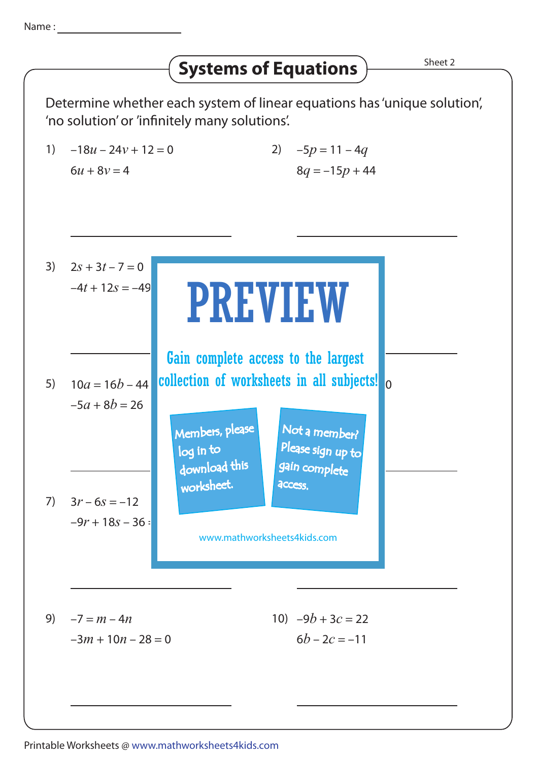Name : ____________________

# Systems of Equations

Sheet 2

Determine whether each system of linear equations has 'unique solution', 'no solution' or 'infinitely many solutions'.

1) $-18u - 24v + 12 = 0$

$6u + 8v = 4$

______________________

2) $-5p = 11 - 4q$

$8q = -15p + 44$

______________________

3) $2s + 3t - 7 = 0$

$-4t + 12s = -49$

______________________

5) $10a = 16b - 44$

$-5a + 8b = 26$

______________________

7) $3r - 6s = -12$

$-9r + 18s - 36$

______________________

PREVIEW

Gain complete access to the largest collection of worksheets in all subjects!

Members, please log in to download this worksheet.

Not a member? Please sign up to gain complete access.

www.mathworksheets4kids.com

______________________

9) $-7 = m - 4n$

$-3m + 10n - 28 = 0$

______________________

10) $-9b + 3c = 22$

$6b - 2c = -11$

______________________

Printable Worksheets @ www.mathworksheets4kids.com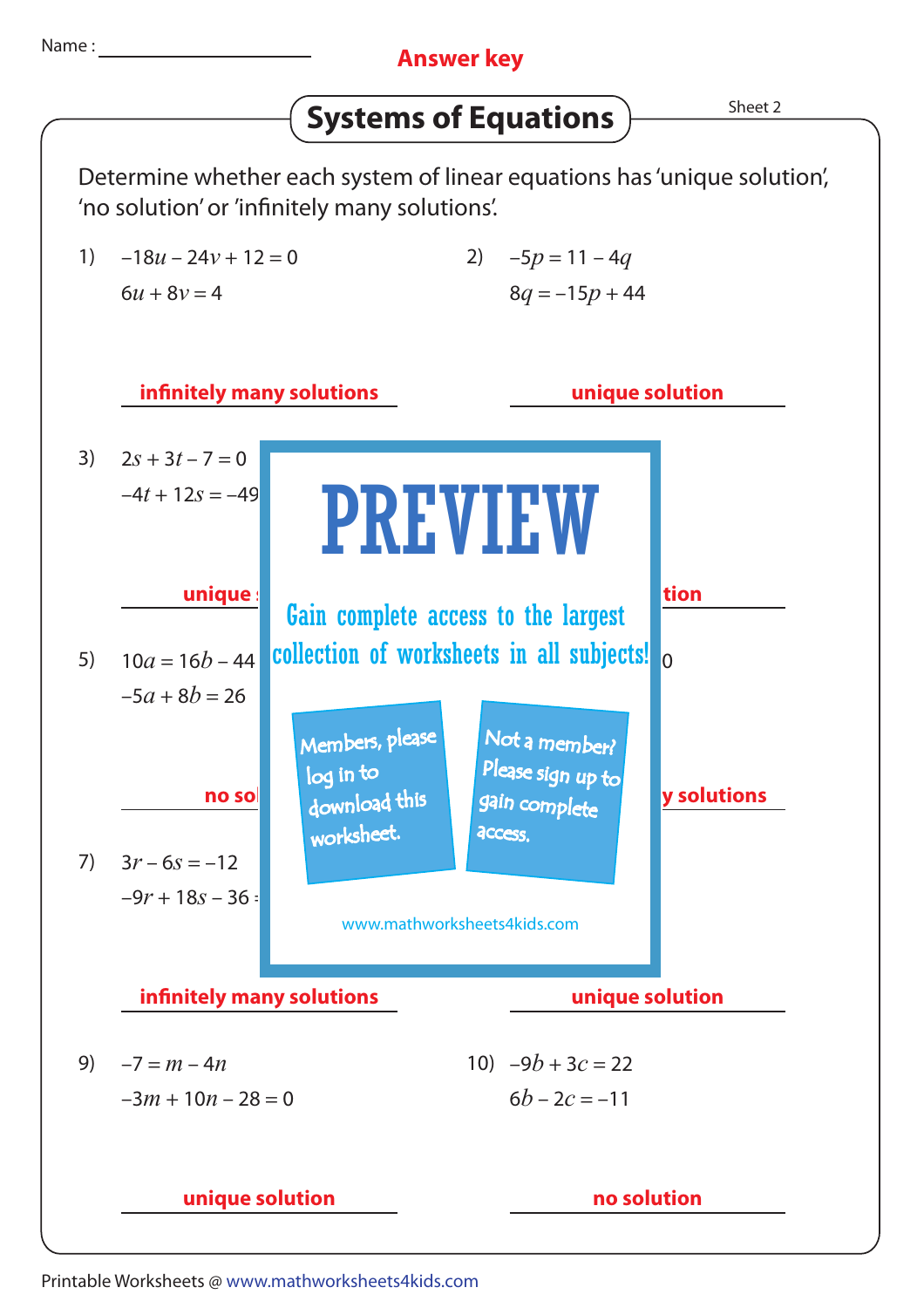Name : ________________

**Answer key**

# Systems of Equations

Sheet 2

Determine whether each system of linear equations has 'unique solution', 'no solution' or 'infinitely many solutions'.

1) $-18u - 24v + 12 = 0$
$6u + 8v = 4$

**infinitely many solutions**

2) $-5p = 11 - 4q$
$8q = -15p + 44$

**unique solution**

3) $2s + 3t - 7 = 0$
$-4t + 12s = -49$

**unique** 

**tion**

5) $10a = 16b - 44$
$-5a + 8b = 26$

**no sol**

**y solutions**

7) $3r - 6s = -12$
$-9r + 18s - 36 =$

**infinitely many solutions**

**unique solution**

# PREVIEW

Gain complete access to the largest collection of worksheets in all subjects!

Members, please log in to download this worksheet.

Not a member? Please sign up to gain complete access.

www.mathworksheets4kids.com

9) $-7 = m - 4n$
$-3m + 10n - 28 = 0$

**unique solution**

10) $-9b + 3c = 22$
$6b - 2c = -11$

**no solution**

Printable Worksheets @ www.mathworksheets4kids.com